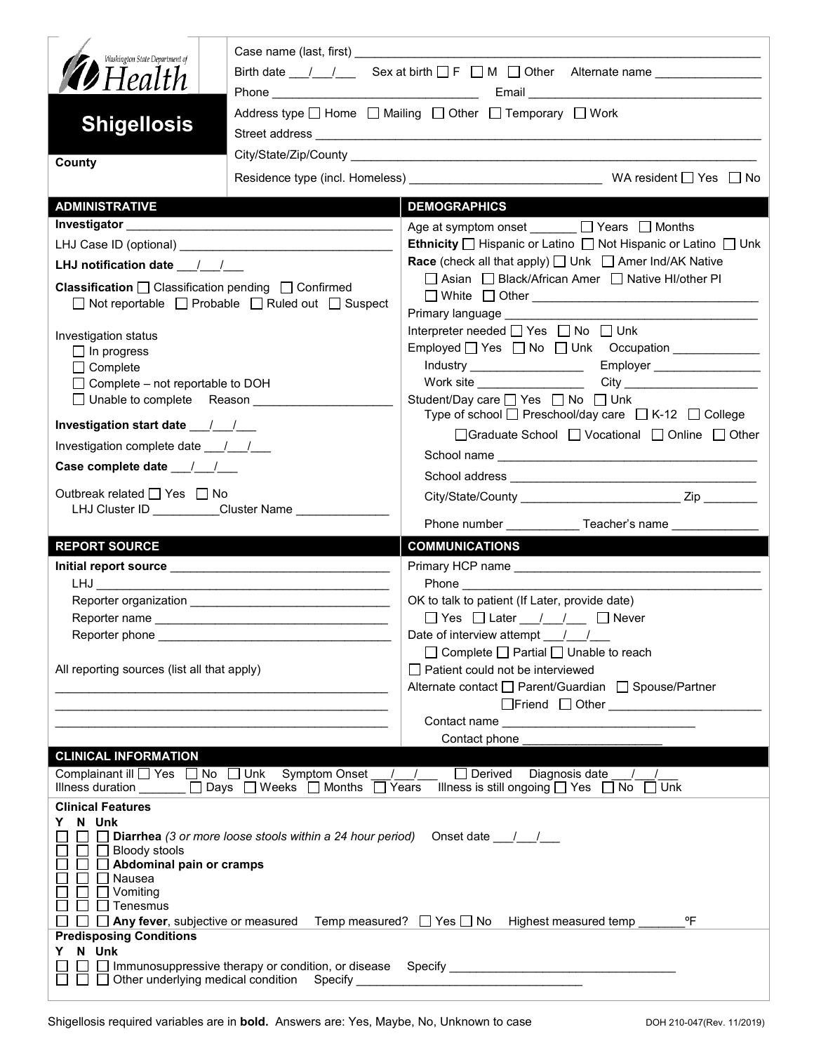Washington State Department of Health

# Shigellosis

**County**

Case name (last, first) ___________________________________________

Birth date ___/___/___ Sex at birth ☐ F ☐ M ☐ Other Alternate name _______________

Phone ______________________________ Email ______________________________

Address type ☐ Home ☐ Mailing ☐ Other ☐ Temporary ☐ Work

Street address ___________________________________________

City/State/Zip/County ___________________________________________

Residence type (incl. Homeless) ___________________________ WA resident ☐ Yes ☐ No

## ADMINISTRATIVE

**Investigator** ______________________________________

LHJ Case ID (optional) ______________________________

**LHJ notification date** ___/___/___

**Classification** ☐ Classification pending ☐ Confirmed ☐ Not reportable ☐ Probable ☐ Ruled out ☐ Suspect

Investigation status
- ☐ In progress
- ☐ Complete
- ☐ Complete – not reportable to DOH
- ☐ Unable to complete Reason ____________________

**Investigation start date** ___/___/___

Investigation complete date ___/___/___

**Case complete date** ___/___/___

Outbreak related ☐ Yes ☐ No
LHJ Cluster ID __________Cluster Name ______________

## DEMOGRAPHICS

Age at symptom onset _______ ☐ Years ☐ Months

**Ethnicity** ☐ Hispanic or Latino ☐ Not Hispanic or Latino ☐ Unk

**Race** (check all that apply) ☐ Unk ☐ Amer Ind/AK Native ☐ Asian ☐ Black/African Amer ☐ Native HI/other PI ☐ White ☐ Other ______________________________

Primary language ______________________________

Interpreter needed ☐ Yes ☐ No ☐ Unk

Employed ☐ Yes ☐ No ☐ Unk Occupation _____________

Industry _________________ Employer ________________

Work site ________________ City ____________________

Student/Day care ☐ Yes ☐ No ☐ Unk

Type of school ☐ Preschool/day care ☐ K-12 ☐ College ☐ Graduate School ☐ Vocational ☐ Online ☐ Other

School name ______________________________________

School address ____________________________________

City/State/County ______________________ Zip ________

Phone number ___________ Teacher's name _____________

## REPORT SOURCE

**Initial report source** ______________________________

LHJ ______________________________________________

Reporter organization ______________________________

Reporter name ____________________________________

Reporter phone ___________________________________

All reporting sources (list all that apply)

___________________________________________________

___________________________________________________

___________________________________________________

## COMMUNICATIONS

Primary HCP name ______________________________________

Phone _________________________________________________

OK to talk to patient (If Later, provide date)
☐ Yes ☐ Later ___/___/___ ☐ Never

Date of interview attempt ___/___/___
☐ Complete ☐ Partial ☐ Unable to reach

☐ Patient could not be interviewed

Alternate contact ☐ Parent/Guardian ☐ Spouse/Partner ☐ Friend ☐ Other ______________________

Contact name ____________________________

Contact phone _____________________

## CLINICAL INFORMATION

Complainant ill ☐ Yes ☐ No ☐ Unk Symptom Onset ___/___/___ ☐ Derived Diagnosis date ___/___/___

Illness duration _______ ☐ Days ☐ Weeks ☐ Months ☐ Years Illness is still ongoing ☐ Yes ☐ No ☐ Unk

### Clinical Features

| Y | N | Unk | |
|---|---|---|---|
| ☐ | ☐ | ☐ | **Diarrhea** *(3 or more loose stools within a 24 hour period)* Onset date ___/___/___ |
| ☐ | ☐ | ☐ | Bloody stools |
| ☐ | ☐ | ☐ | **Abdominal pain or cramps** |
| ☐ | ☐ | ☐ | Nausea |
| ☐ | ☐ | ☐ | Vomiting |
| ☐ | ☐ | ☐ | Tenesmus |
| ☐ | ☐ | ☐ | **Any fever**, subjective or measured Temp measured? ☐ Yes ☐ No Highest measured temp _______ºF |

### Predisposing Conditions

| Y | N | Unk | |
|---|---|---|---|
| ☐ | ☐ | ☐ | Immunosuppressive therapy or condition, or disease Specify ______________________________ |
| ☐ | ☐ | ☐ | Other underlying medical condition Specify ______________________________ |

Shigellosis required variables are in **bold**. Answers are: Yes, Maybe, No, Unknown to case

DOH 210-047(Rev. 11/2019)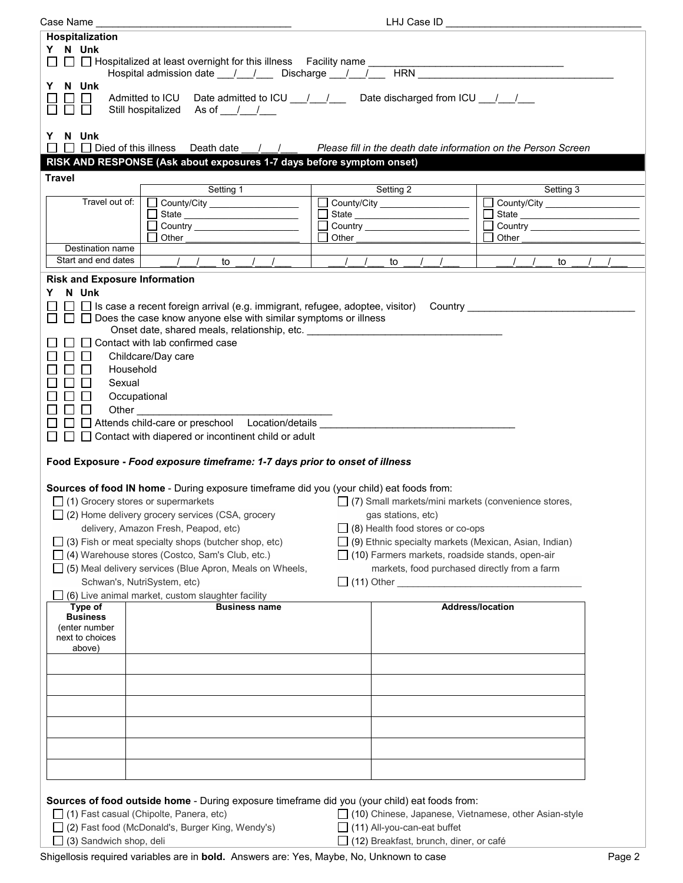Case Name ______________________________ LHJ Case ID ______________________________

**Hospitalization**

| Y | N | Unk | |
|---|---|---|---|
| ☐ | ☐ | ☐ | Hospitalized at least overnight for this illness Facility name ______________________________ Hospital admission date ___/___/___ Discharge ___/___/___ HRN ______________________________ |

| Y | N | Unk | |
|---|---|---|---|
| ☐ | ☐ | ☐ | Admitted to ICU Date admitted to ICU ___/___/___ Date discharged from ICU ___/___/___ |
| ☐ | ☐ | ☐ | Still hospitalized As of ___/___/___ |

| Y | N | Unk | |
|---|---|---|---|
| ☐ | ☐ | ☐ | Died of this illness Death date ___/___/___ *Please fill in the death date information on the Person Screen* |

## RISK AND RESPONSE (Ask about exposures 1-7 days before symptom onset)

**Travel**

| | Setting 1 | Setting 2 | Setting 3 |
|---|---|---|---|
| Travel out of: | ☐ County/City ________ ☐ State ________ ☐ Country ________ ☐ Other ________ | ☐ County/City ________ ☐ State ________ ☐ Country ________ ☐ Other ________ | ☐ County/City ________ ☐ State ________ ☐ Country ________ ☐ Other ________ |
| Destination name | | | |
| Start and end dates | ___/___/___ to ___/___/___ | ___/___/___ to ___/___/___ | ___/___/___ to ___/___/___ |

**Risk and Exposure Information**

| Y | N | Unk | |
|---|---|---|---|
| ☐ | ☐ | ☐ | Is case a recent foreign arrival (e.g. immigrant, refugee, adoptee, visitor) Country ______________________________ |
| ☐ | ☐ | ☐ | Does the case know anyone else with similar symptoms or illness Onset date, shared meals, relationship, etc. ______________________________ |
| ☐ | ☐ | ☐ | Contact with lab confirmed case |
| ☐ | ☐ | ☐ | Childcare/Day care |
| ☐ | ☐ | ☐ | Household |
| ☐ | ☐ | ☐ | Sexual |
| ☐ | ☐ | ☐ | Occupational |
| ☐ | ☐ | ☐ | Other ______________________________ |
| ☐ | ☐ | ☐ | Attends child-care or preschool Location/details ______________________________ |
| ☐ | ☐ | ☐ | Contact with diapered or incontinent child or adult |

**Food Exposure** - *Food exposure timeframe: 1-7 days prior to onset of illness*

**Sources of food IN home** - During exposure timeframe did you (your child) eat foods from:

- ☐ (1) Grocery stores or supermarkets
- ☐ (2) Home delivery grocery services (CSA, grocery delivery, Amazon Fresh, Peapod, etc)
- ☐ (3) Fish or meat specialty shops (butcher shop, etc)
- ☐ (4) Warehouse stores (Costco, Sam's Club, etc.)
- ☐ (5) Meal delivery services (Blue Apron, Meals on Wheels, Schwan's, NutriSystem, etc)
- ☐ (6) Live animal market, custom slaughter facility
- ☐ (7) Small markets/mini markets (convenience stores, gas stations, etc)
- ☐ (8) Health food stores or co-ops
- ☐ (9) Ethnic specialty markets (Mexican, Asian, Indian)
- ☐ (10) Farmers markets, roadside stands, open-air markets, food purchased directly from a farm
- ☐ (11) Other ______________________________

| Type of Business (enter number next to choices above) | Business name | Address/location |
|---|---|---|
| | | |
| | | |
| | | |
| | | |
| | | |
| | | |

**Sources of food outside home** - During exposure timeframe did you (your child) eat foods from:

- ☐ (1) Fast casual (Chipolte, Panera, etc)
- ☐ (2) Fast food (McDonald's, Burger King, Wendy's)
- ☐ (3) Sandwich shop, deli
- ☐ (10) Chinese, Japanese, Vietnamese, other Asian-style
- ☐ (11) All-you-can-eat buffet
- ☐ (12) Breakfast, brunch, diner, or café

Shigellosis required variables are in **bold**. Answers are: Yes, Maybe, No, Unknown to case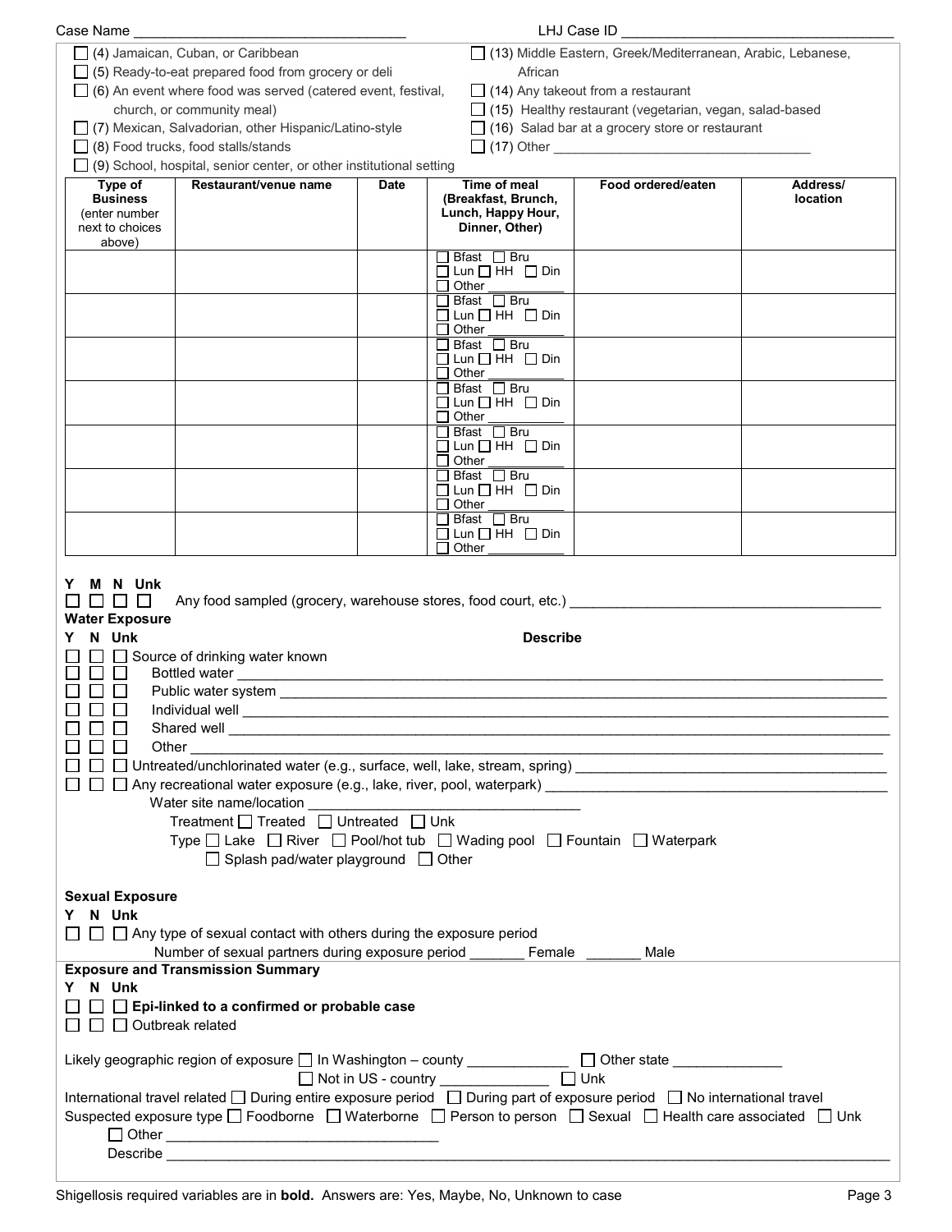Case Name ___________________________________ LHJ Case ID ___________________________________

- ☐ (4) Jamaican, Cuban, or Caribbean
- ☐ (5) Ready-to-eat prepared food from grocery or deli
- ☐ (6) An event where food was served (catered event, festival, church, or community meal)
- ☐ (7) Mexican, Salvadorian, other Hispanic/Latino-style
- ☐ (8) Food trucks, food stalls/stands
- ☐ (9) School, hospital, senior center, or other institutional setting
- ☐ (13) Middle Eastern, Greek/Mediterranean, Arabic, Lebanese, African
- ☐ (14) Any takeout from a restaurant
- ☐ (15) Healthy restaurant (vegetarian, vegan, salad-based
- ☐ (16) Salad bar at a grocery store or restaurant
- ☐ (17) Other ___________________________________

| Type of Business (enter number next to choices above) | Restaurant/venue name | Date | Time of meal (Breakfast, Brunch, Lunch, Happy Hour, Dinner, Other) | Food ordered/eaten | Address/ location |
|---|---|---|---|---|---|
| | | | ☐ Bfast ☐ Bru ☐ Lun ☐ HH ☐ Din ☐ Other ______ | | |
| | | | ☐ Bfast ☐ Bru ☐ Lun ☐ HH ☐ Din ☐ Other ______ | | |
| | | | ☐ Bfast ☐ Bru ☐ Lun ☐ HH ☐ Din ☐ Other ______ | | |
| | | | ☐ Bfast ☐ Bru ☐ Lun ☐ HH ☐ Din ☐ Other ______ | | |
| | | | ☐ Bfast ☐ Bru ☐ Lun ☐ HH ☐ Din ☐ Other ______ | | |
| | | | ☐ Bfast ☐ Bru ☐ Lun ☐ HH ☐ Din ☐ Other ______ | | |
| | | | ☐ Bfast ☐ Bru ☐ Lun ☐ HH ☐ Din ☐ Other ______ | | |

Y M N Unk

☐ ☐ ☐ ☐ Any food sampled (grocery, warehouse stores, food court, etc.) ___________________________________

**Water Exposure**

Y N Unk **Describe**

☐ ☐ ☐ Source of drinking water known

☐ ☐ ☐ Bottled water ___________________________________

☐ ☐ ☐ Public water system ___________________________________

☐ ☐ ☐ Individual well ___________________________________

☐ ☐ ☐ Shared well ___________________________________

☐ ☐ ☐ Other ___________________________________

☐ ☐ ☐ Untreated/unchlorinated water (e.g., surface, well, lake, stream, spring) ___________________________________

☐ ☐ ☐ Any recreational water exposure (e.g., lake, river, pool, waterpark) ___________________________________

Water site name/location ___________________________________

Treatment ☐ Treated ☐ Untreated ☐ Unk

Type ☐ Lake ☐ River ☐ Pool/hot tub ☐ Wading pool ☐ Fountain ☐ Waterpark ☐ Splash pad/water playground ☐ Other

**Sexual Exposure**

Y N Unk

☐ ☐ ☐ Any type of sexual contact with others during the exposure period

Number of sexual partners during exposure period _______ Female _______ Male

**Exposure and Transmission Summary**

Y N Unk

☐ ☐ ☐ **Epi-linked to a confirmed or probable case**

☐ ☐ ☐ Outbreak related

Likely geographic region of exposure ☐ In Washington – county _____________ ☐ Other state _____________ ☐ Not in US - country _____________ ☐ Unk

International travel related ☐ During entire exposure period ☐ During part of exposure period ☐ No international travel

Suspected exposure type ☐ Foodborne ☐ Waterborne ☐ Person to person ☐ Sexual ☐ Health care associated ☐ Unk ☐ Other ___________________________________

Describe ___________________________________

Shigellosis required variables are in **bold**. Answers are: Yes, Maybe, No, Unknown to case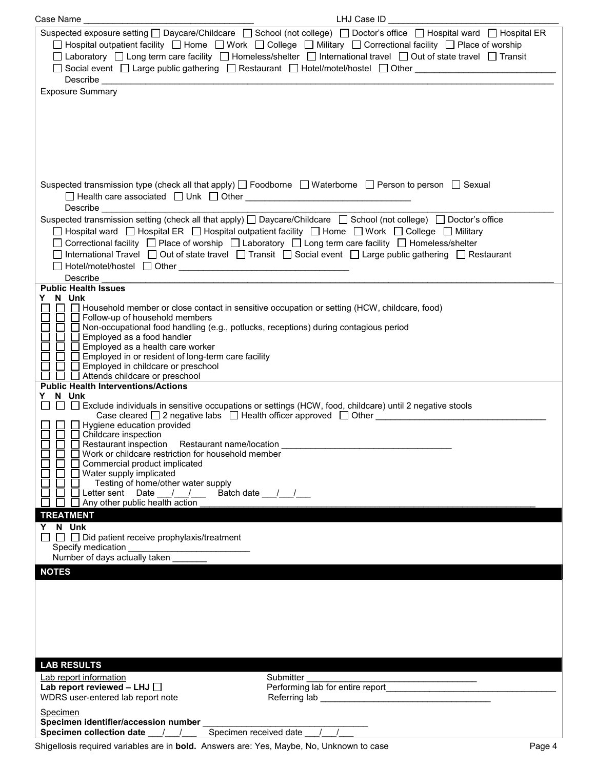Case Name ______________________________ LHJ Case ID ______________________________

Suspected exposure setting ☐ Daycare/Childcare ☐ School (not college) ☐ Doctor's office ☐ Hospital ward ☐ Hospital ER ☐ Hospital outpatient facility ☐ Home ☐ Work ☐ College ☐ Military ☐ Correctional facility ☐ Place of worship ☐ Laboratory ☐ Long term care facility ☐ Homeless/shelter ☐ International travel ☐ Out of state travel ☐ Transit ☐ Social event ☐ Large public gathering ☐ Restaurant ☐ Hotel/motel/hostel ☐ Other ______________________________

Describe ______________________________

Exposure Summary

Suspected transmission type (check all that apply) ☐ Foodborne ☐ Waterborne ☐ Person to person ☐ Sexual ☐ Health care associated ☐ Unk ☐ Other ______________________________

Describe ______________________________

Suspected transmission setting (check all that apply) ☐ Daycare/Childcare ☐ School (not college) ☐ Doctor's office ☐ Hospital ward ☐ Hospital ER ☐ Hospital outpatient facility ☐ Home ☐ Work ☐ College ☐ Military ☐ Correctional facility ☐ Place of worship ☐ Laboratory ☐ Long term care facility ☐ Homeless/shelter ☐ International Travel ☐ Out of state travel ☐ Transit ☐ Social event ☐ Large public gathering ☐ Restaurant ☐ Hotel/motel/hostel ☐ Other ______________________________

Describe ______________________________

**Public Health Issues**

| Y | N | Unk | |
|---|---|---|---|
| ☐ | ☐ | ☐ | Household member or close contact in sensitive occupation or setting (HCW, childcare, food) |
| ☐ | ☐ | ☐ | Follow-up of household members |
| ☐ | ☐ | ☐ | Non-occupational food handling (e.g., potlucks, receptions) during contagious period |
| ☐ | ☐ | ☐ | Employed as a food handler |
| ☐ | ☐ | ☐ | Employed as a health care worker |
| ☐ | ☐ | ☐ | Employed in or resident of long-term care facility |
| ☐ | ☐ | ☐ | Employed in childcare or preschool |
| ☐ | ☐ | ☐ | Attends childcare or preschool |

**Public Health Interventions/Actions**

| Y | N | Unk | |
|---|---|---|---|
| ☐ | ☐ | ☐ | Exclude individuals in sensitive occupations or settings (HCW, food, childcare) until 2 negative stools<br>Case cleared ☐ 2 negative labs ☐ Health officer approved ☐ Other ______________________________ |
| ☐ | ☐ | ☐ | Hygiene education provided |
| ☐ | ☐ | ☐ | Childcare inspection |
| ☐ | ☐ | ☐ | Restaurant inspection Restaurant name/location ______________________________ |
| ☐ | ☐ | ☐ | Work or childcare restriction for household member |
| ☐ | ☐ | ☐ | Commercial product implicated |
| ☐ | ☐ | ☐ | Water supply implicated |
| ☐ | ☐ | ☐ | Testing of home/other water supply |
| ☐ | ☐ | ☐ | Letter sent Date ___/___/___ Batch date ___/___/___ |
| ☐ | ☐ | ☐ | Any other public health action ______________________________ |

## TREATMENT

| Y | N | Unk | |
|---|---|---|---|
| ☐ | ☐ | ☐ | Did patient receive prophylaxis/treatment |

Specify medication ______________________________

Number of days actually taken _______

## NOTES

## LAB RESULTS

Lab report information

**Lab report reviewed – LHJ** ☐

WDRS user-entered lab report note

Submitter ______________________________

Performing lab for entire report ______________________________

Referring lab ______________________________

Specimen

**Specimen identifier/accession number** ______________________________

**Specimen collection date** ___/___/___ Specimen received date ___/___/___

Shigellosis required variables are in **bold**. Answers are: Yes, Maybe, No, Unknown to case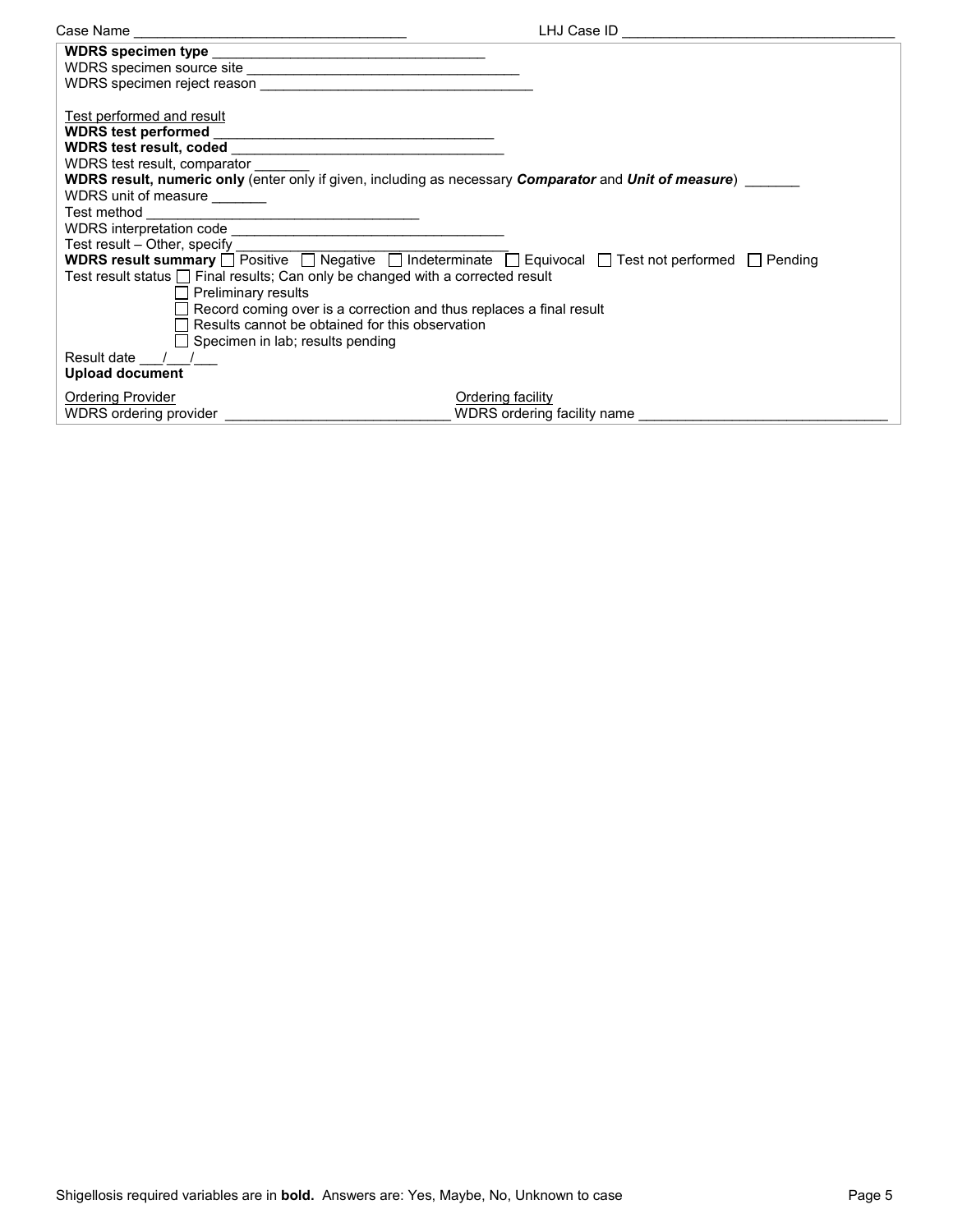Case Name ___________________________________ LHJ Case ID ___________________________________

**WDRS specimen type** ___________________________________

WDRS specimen source site ___________________________________

WDRS specimen reject reason ___________________________________

Test performed and result

**WDRS test performed** ___________________________________

**WDRS test result, coded** ___________________________________

WDRS test result, comparator _______

**WDRS result, numeric only** (enter only if given, including as necessary ***Comparator*** and ***Unit of measure***) _______

WDRS unit of measure _______

Test method ___________________________________

WDRS interpretation code ___________________________________

Test result – Other, specify ___________________________________

**WDRS result summary** ☐ Positive ☐ Negative ☐ Indeterminate ☐ Equivocal ☐ Test not performed ☐ Pending

Test result status ☐ Final results; Can only be changed with a corrected result
☐ Preliminary results
☐ Record coming over is a correction and thus replaces a final result
☐ Results cannot be obtained for this observation
☐ Specimen in lab; results pending

Result date ___/___/___

**Upload document**

Ordering Provider

WDRS ordering provider ___________________________________

Ordering facility

WDRS ordering facility name ___________________________________

Shigellosis required variables are in **bold**. Answers are: Yes, Maybe, No, Unknown to case